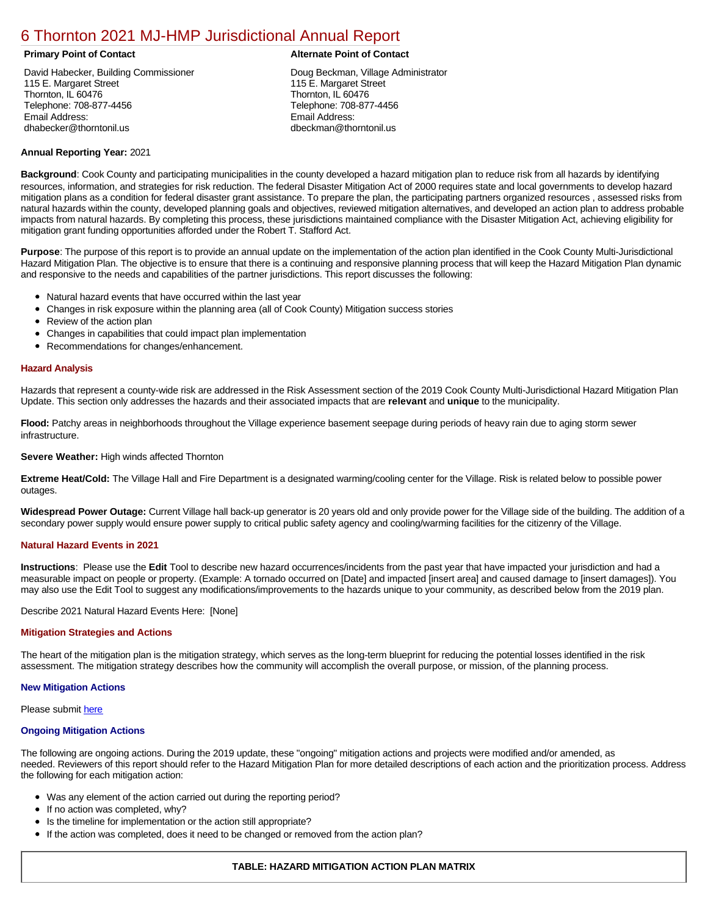# 6 Thornton 2021 MJ-HMP Jurisdictional Annual Report

**Primary Point of Contact**

David Habecker, Building Commissioner
115 E. Margaret Street
Thornton, IL 60476
Telephone: 708-877-4456
Email Address:
dhabecker@thorntonil.us

**Alternate Point of Contact**

Doug Beckman, Village Administrator
115 E. Margaret Street
Thornton, IL 60476
Telephone: 708-877-4456
Email Address:
dbeckman@thorntonil.us

**Annual Reporting Year:** 2021

**Background**: Cook County and participating municipalities in the county developed a hazard mitigation plan to reduce risk from all hazards by identifying resources, information, and strategies for risk reduction. The federal Disaster Mitigation Act of 2000 requires state and local governments to develop hazard mitigation plans as a condition for federal disaster grant assistance. To prepare the plan, the participating partners organized resources , assessed risks from natural hazards within the county, developed planning goals and objectives, reviewed mitigation alternatives, and developed an action plan to address probable impacts from natural hazards. By completing this process, these jurisdictions maintained compliance with the Disaster Mitigation Act, achieving eligibility for mitigation grant funding opportunities afforded under the Robert T. Stafford Act.

**Purpose**: The purpose of this report is to provide an annual update on the implementation of the action plan identified in the Cook County Multi-Jurisdictional Hazard Mitigation Plan. The objective is to ensure that there is a continuing and responsive planning process that will keep the Hazard Mitigation Plan dynamic and responsive to the needs and capabilities of the partner jurisdictions. This report discusses the following:

- Natural hazard events that have occurred within the last year
- Changes in risk exposure within the planning area (all of Cook County) Mitigation success stories
- Review of the action plan
- Changes in capabilities that could impact plan implementation
- Recommendations for changes/enhancement.

### Hazard Analysis

Hazards that represent a county-wide risk are addressed in the Risk Assessment section of the 2019 Cook County Multi-Jurisdictional Hazard Mitigation Plan Update. This section only addresses the hazards and their associated impacts that are **relevant** and **unique** to the municipality.

**Flood:** Patchy areas in neighborhoods throughout the Village experience basement seepage during periods of heavy rain due to aging storm sewer infrastructure.

**Severe Weather:** High winds affected Thornton

**Extreme Heat/Cold:** The Village Hall and Fire Department is a designated warming/cooling center for the Village. Risk is related below to possible power outages.

**Widespread Power Outage:** Current Village hall back-up generator is 20 years old and only provide power for the Village side of the building. The addition of a secondary power supply would ensure power supply to critical public safety agency and cooling/warming facilities for the citizenry of the Village.

### Natural Hazard Events in 2021

**Instructions**: Please use the **Edit** Tool to describe new hazard occurrences/incidents from the past year that have impacted your jurisdiction and had a measurable impact on people or property. (Example: A tornado occurred on [Date] and impacted [insert area] and caused damage to [insert damages]). You may also use the Edit Tool to suggest any modifications/improvements to the hazards unique to your community, as described below from the 2019 plan.

Describe 2021 Natural Hazard Events Here: [None]

### Mitigation Strategies and Actions

The heart of the mitigation plan is the mitigation strategy, which serves as the long-term blueprint for reducing the potential losses identified in the risk assessment. The mitigation strategy describes how the community will accomplish the overall purpose, or mission, of the planning process.

### New Mitigation Actions

Please submit here

### Ongoing Mitigation Actions

The following are ongoing actions. During the 2019 update, these "ongoing" mitigation actions and projects were modified and/or amended, as needed. Reviewers of this report should refer to the Hazard Mitigation Plan for more detailed descriptions of each action and the prioritization process. Address the following for each mitigation action:

- Was any element of the action carried out during the reporting period?
- If no action was completed, why?
- Is the timeline for implementation or the action still appropriate?
- If the action was completed, does it need to be changed or removed from the action plan?

**TABLE: HAZARD MITIGATION ACTION PLAN MATRIX**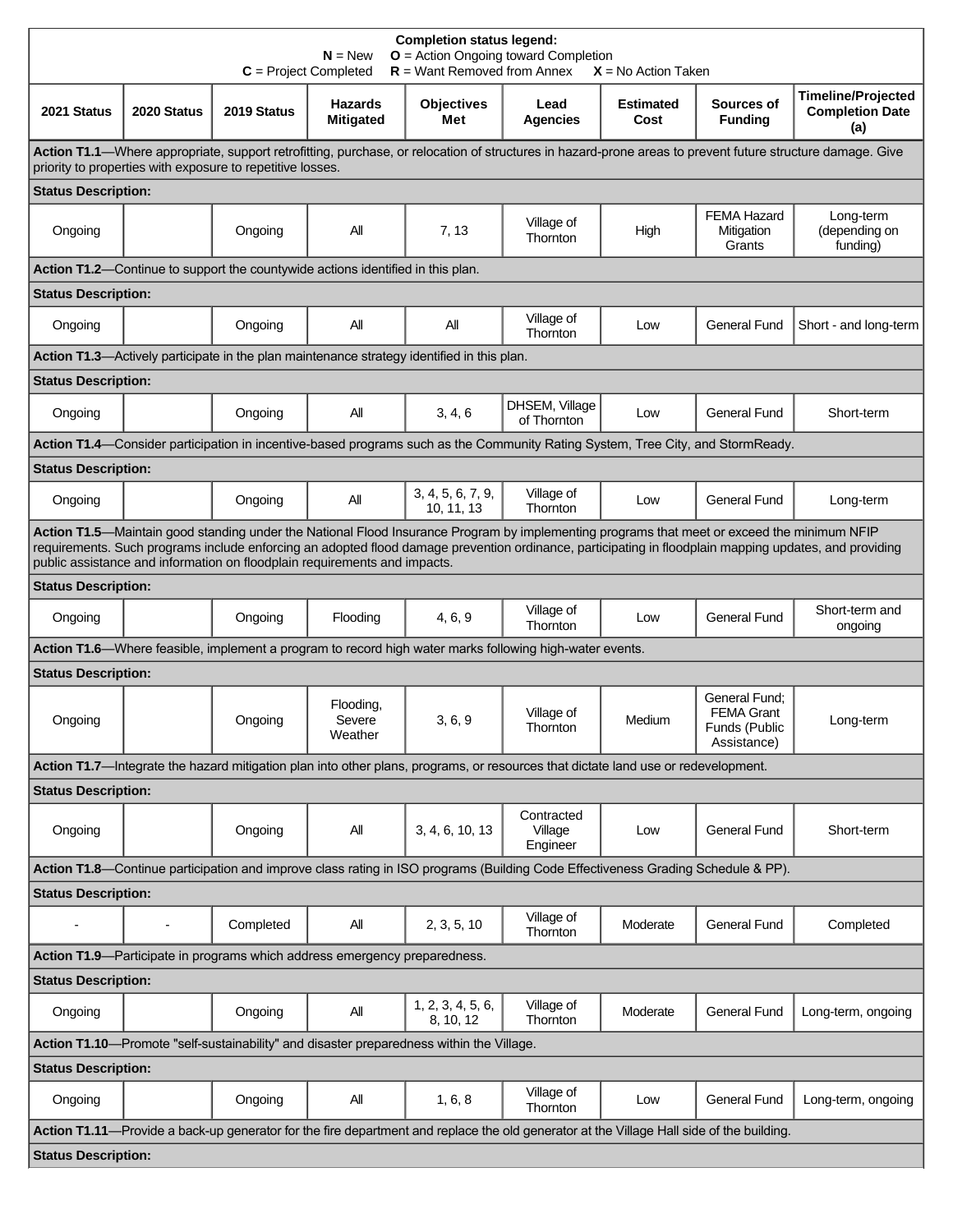**Completion status legend:**
**N** = New **O** = Action Ongoing toward Completion
**C** = Project Completed **R** = Want Removed from Annex **X** = No Action Taken

| 2021 Status | 2020 Status | 2019 Status | Hazards Mitigated | Objectives Met | Lead Agencies | Estimated Cost | Sources of Funding | Timeline/Projected Completion Date (a) |
|---|---|---|---|---|---|---|---|---|
| **Action T1.1**—Where appropriate, support retrofitting, purchase, or relocation of structures in hazard-prone areas to prevent future structure damage. Give priority to properties with exposure to repetitive losses. | | | | | | | | |
| **Status Description:** | | | | | | | | |
| Ongoing | | Ongoing | All | 7, 13 | Village of Thornton | High | FEMA Hazard Mitigation Grants | Long-term (depending on funding) |
| **Action T1.2**—Continue to support the countywide actions identified in this plan. | | | | | | | | |
| **Status Description:** | | | | | | | | |
| Ongoing | | Ongoing | All | All | Village of Thornton | Low | General Fund | Short - and long-term |
| **Action T1.3**—Actively participate in the plan maintenance strategy identified in this plan. | | | | | | | | |
| **Status Description:** | | | | | | | | |
| Ongoing | | Ongoing | All | 3, 4, 6 | DHSEM, Village of Thornton | Low | General Fund | Short-term |
| **Action T1.4**—Consider participation in incentive-based programs such as the Community Rating System, Tree City, and StormReady. | | | | | | | | |
| **Status Description:** | | | | | | | | |
| Ongoing | | Ongoing | All | 3, 4, 5, 6, 7, 9, 10, 11, 13 | Village of Thornton | Low | General Fund | Long-term |
| **Action T1.5**—Maintain good standing under the National Flood Insurance Program by implementing programs that meet or exceed the minimum NFIP requirements. Such programs include enforcing an adopted flood damage prevention ordinance, participating in floodplain mapping updates, and providing public assistance and information on floodplain requirements and impacts. | | | | | | | | |
| **Status Description:** | | | | | | | | |
| Ongoing | | Ongoing | Flooding | 4, 6, 9 | Village of Thornton | Low | General Fund | Short-term and ongoing |
| **Action T1.6**—Where feasible, implement a program to record high water marks following high-water events. | | | | | | | | |
| **Status Description:** | | | | | | | | |
| Ongoing | | Ongoing | Flooding, Severe Weather | 3, 6, 9 | Village of Thornton | Medium | General Fund; FEMA Grant Funds (Public Assistance) | Long-term |
| **Action T1.7**—Integrate the hazard mitigation plan into other plans, programs, or resources that dictate land use or redevelopment. | | | | | | | | |
| **Status Description:** | | | | | | | | |
| Ongoing | | Ongoing | All | 3, 4, 6, 10, 13 | Contracted Village Engineer | Low | General Fund | Short-term |
| **Action T1.8**—Continue participation and improve class rating in ISO programs (Building Code Effectiveness Grading Schedule & PP). | | | | | | | | |
| **Status Description:** | | | | | | | | |
| - | - | Completed | All | 2, 3, 5, 10 | Village of Thornton | Moderate | General Fund | Completed |
| **Action T1.9**—Participate in programs which address emergency preparedness. | | | | | | | | |
| **Status Description:** | | | | | | | | |
| Ongoing | | Ongoing | All | 1, 2, 3, 4, 5, 6, 8, 10, 12 | Village of Thornton | Moderate | General Fund | Long-term, ongoing |
| **Action T1.10**—Promote "self-sustainability" and disaster preparedness within the Village. | | | | | | | | |
| **Status Description:** | | | | | | | | |
| Ongoing | | Ongoing | All | 1, 6, 8 | Village of Thornton | Low | General Fund | Long-term, ongoing |
| **Action T1.11**—Provide a back-up generator for the fire department and replace the old generator at the Village Hall side of the building. | | | | | | | | |
| **Status Description:** | | | | | | | | |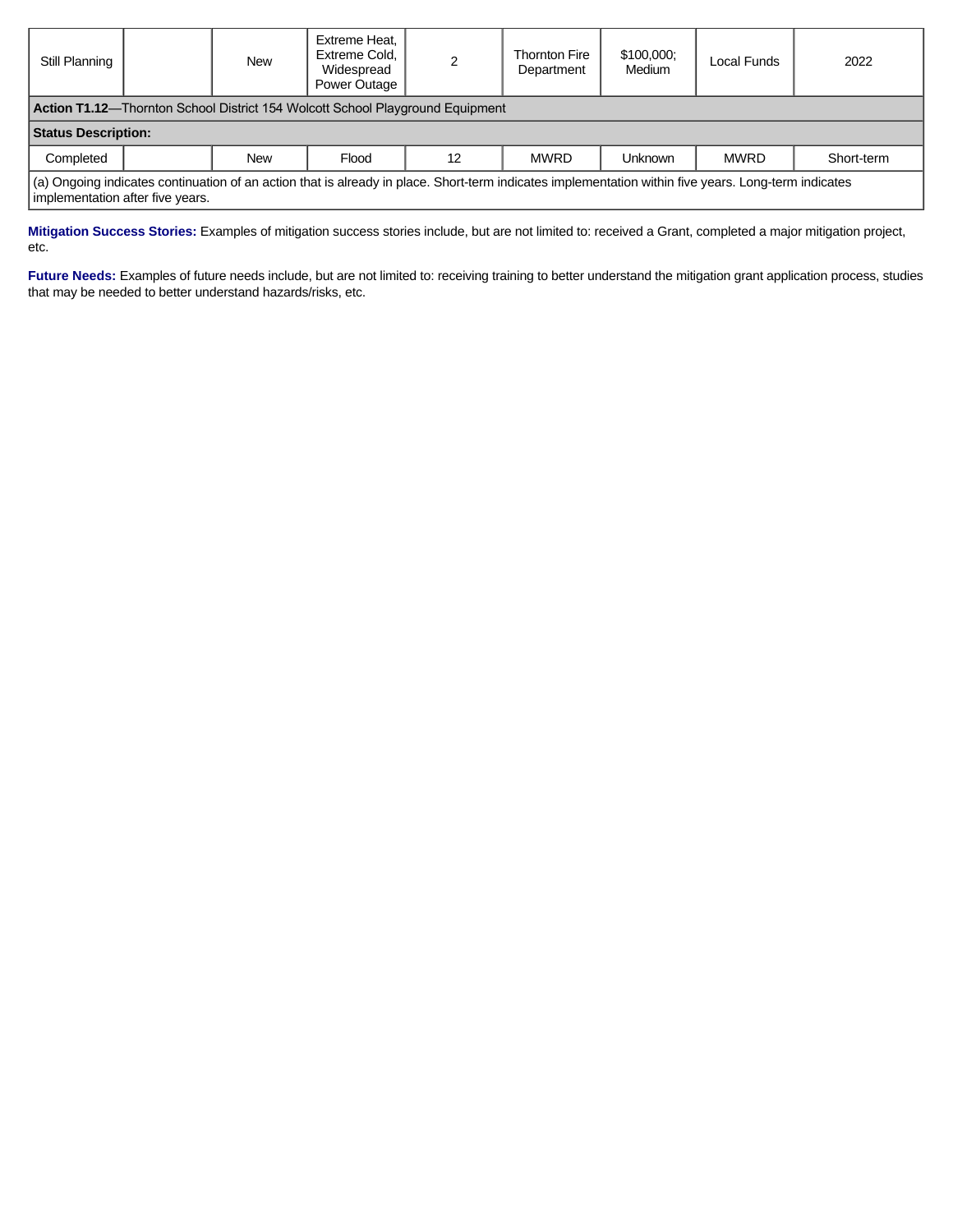| | | | | | | | | |
|---|---|---|---|---|---|---|---|---|
| Still Planning | | New | Extreme Heat, Extreme Cold, Widespread Power Outage | 2 | Thornton Fire Department | $100,000; Medium | Local Funds | 2022 |
| **Action T1.12**—Thornton School District 154 Wolcott School Playground Equipment | | | | | | | | |
| **Status Description:** | | | | | | | | |
| Completed | | New | Flood | 12 | MWRD | Unknown | MWRD | Short-term |
| (a) Ongoing indicates continuation of an action that is already in place. Short-term indicates implementation within five years. Long-term indicates implementation after five years. | | | | | | | | |

**Mitigation Success Stories:** Examples of mitigation success stories include, but are not limited to: received a Grant, completed a major mitigation project, etc.

**Future Needs:** Examples of future needs include, but are not limited to: receiving training to better understand the mitigation grant application process, studies that may be needed to better understand hazards/risks, etc.